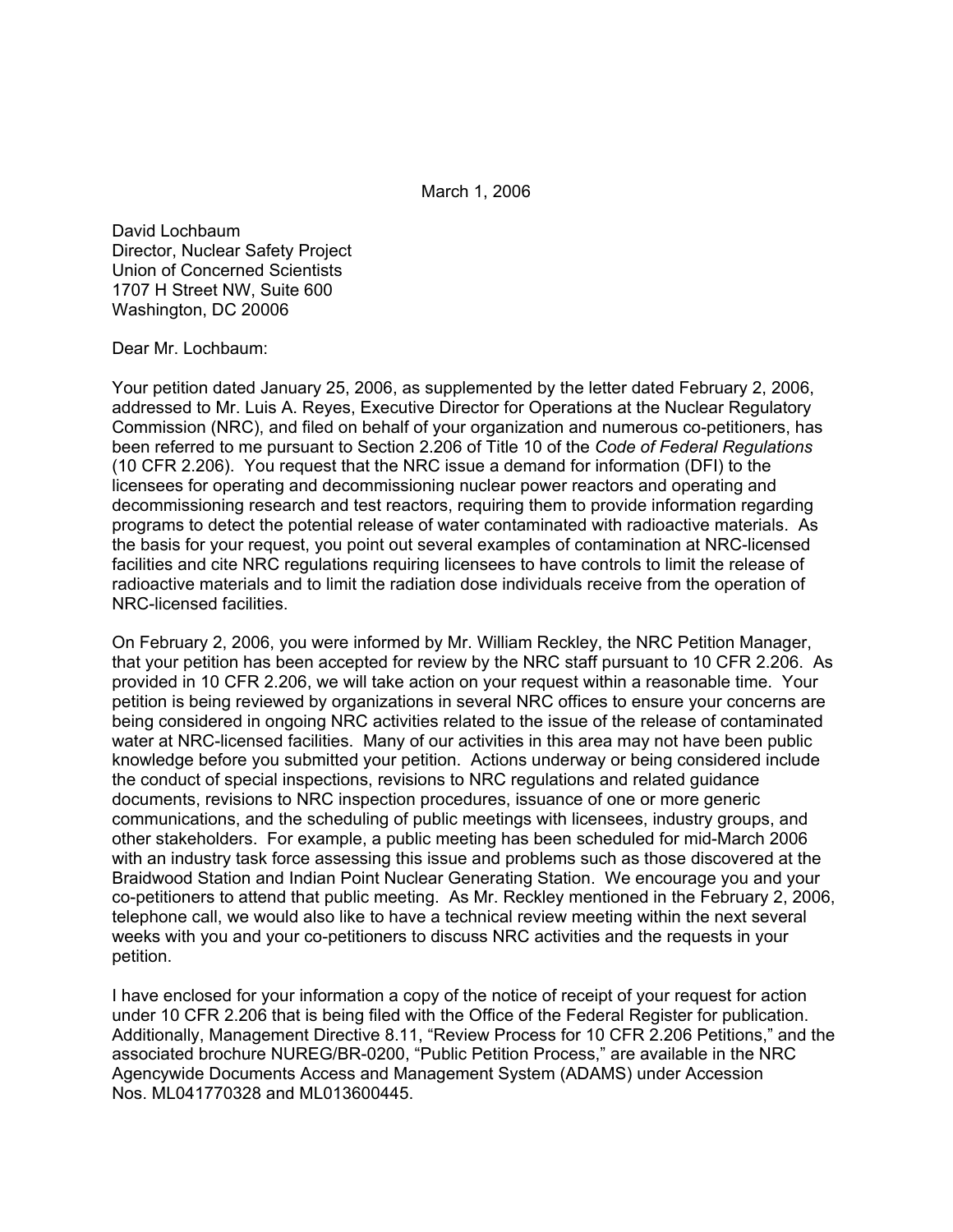March 1, 2006

David Lochbaum  
Director, Nuclear Safety Project  
Union of Concerned Scientists  
1707 H Street NW, Suite 600  
Washington, DC 20006

Dear Mr. Lochbaum:

Your petition dated January 25, 2006, as supplemented by the letter dated February 2, 2006, addressed to Mr. Luis A. Reyes, Executive Director for Operations at the Nuclear Regulatory Commission (NRC), and filed on behalf of your organization and numerous co-petitioners, has been referred to me pursuant to Section 2.206 of Title 10 of the *Code of Federal Regulations* (10 CFR 2.206). You request that the NRC issue a demand for information (DFI) to the licensees for operating and decommissioning nuclear power reactors and operating and decommissioning research and test reactors, requiring them to provide information regarding programs to detect the potential release of water contaminated with radioactive materials. As the basis for your request, you point out several examples of contamination at NRC-licensed facilities and cite NRC regulations requiring licensees to have controls to limit the release of radioactive materials and to limit the radiation dose individuals receive from the operation of NRC-licensed facilities.

On February 2, 2006, you were informed by Mr. William Reckley, the NRC Petition Manager, that your petition has been accepted for review by the NRC staff pursuant to 10 CFR 2.206. As provided in 10 CFR 2.206, we will take action on your request within a reasonable time. Your petition is being reviewed by organizations in several NRC offices to ensure your concerns are being considered in ongoing NRC activities related to the issue of the release of contaminated water at NRC-licensed facilities. Many of our activities in this area may not have been public knowledge before you submitted your petition. Actions underway or being considered include the conduct of special inspections, revisions to NRC regulations and related guidance documents, revisions to NRC inspection procedures, issuance of one or more generic communications, and the scheduling of public meetings with licensees, industry groups, and other stakeholders. For example, a public meeting has been scheduled for mid-March 2006 with an industry task force assessing this issue and problems such as those discovered at the Braidwood Station and Indian Point Nuclear Generating Station. We encourage you and your co-petitioners to attend that public meeting. As Mr. Reckley mentioned in the February 2, 2006, telephone call, we would also like to have a technical review meeting within the next several weeks with you and your co-petitioners to discuss NRC activities and the requests in your petition.

I have enclosed for your information a copy of the notice of receipt of your request for action under 10 CFR 2.206 that is being filed with the Office of the Federal Register for publication. Additionally, Management Directive 8.11, "Review Process for 10 CFR 2.206 Petitions," and the associated brochure NUREG/BR-0200, "Public Petition Process," are available in the NRC Agencywide Documents Access and Management System (ADAMS) under Accession Nos. ML041770328 and ML013600445.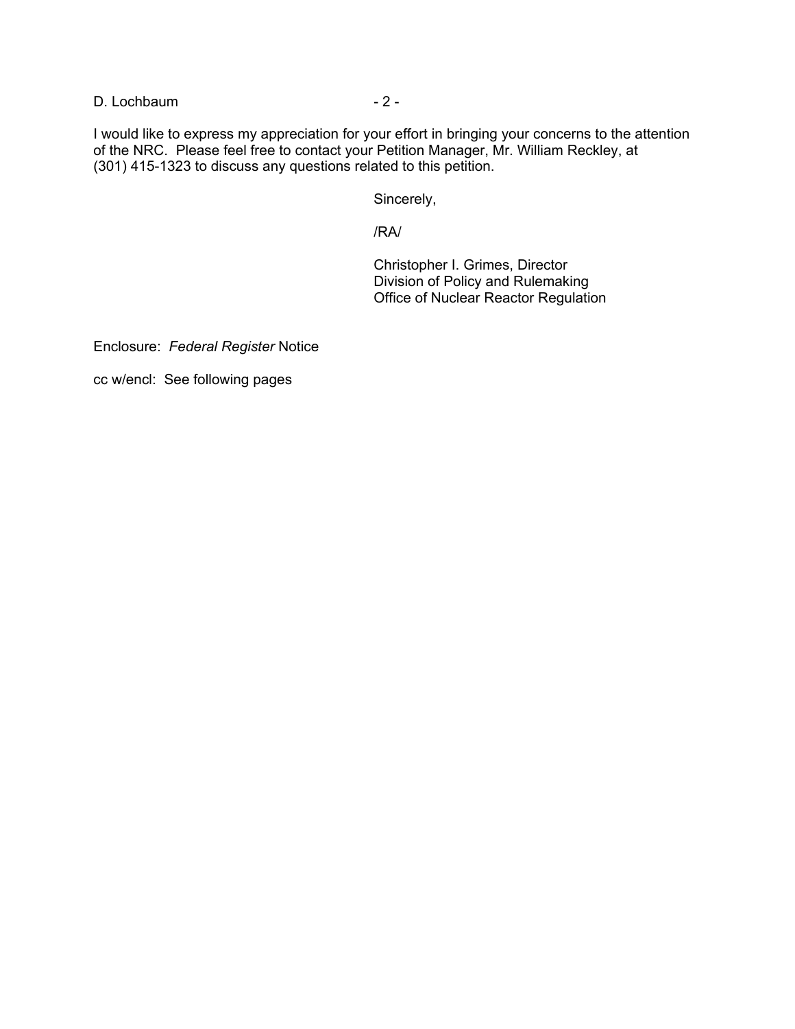I would like to express my appreciation for your effort in bringing your concerns to the attention of the NRC. Please feel free to contact your Petition Manager, Mr. William Reckley, at (301) 415-1323 to discuss any questions related to this petition.

Sincerely,

/RA/

Christopher I. Grimes, Director
Division of Policy and Rulemaking
Office of Nuclear Reactor Regulation

Enclosure: *Federal Register* Notice

cc w/encl: See following pages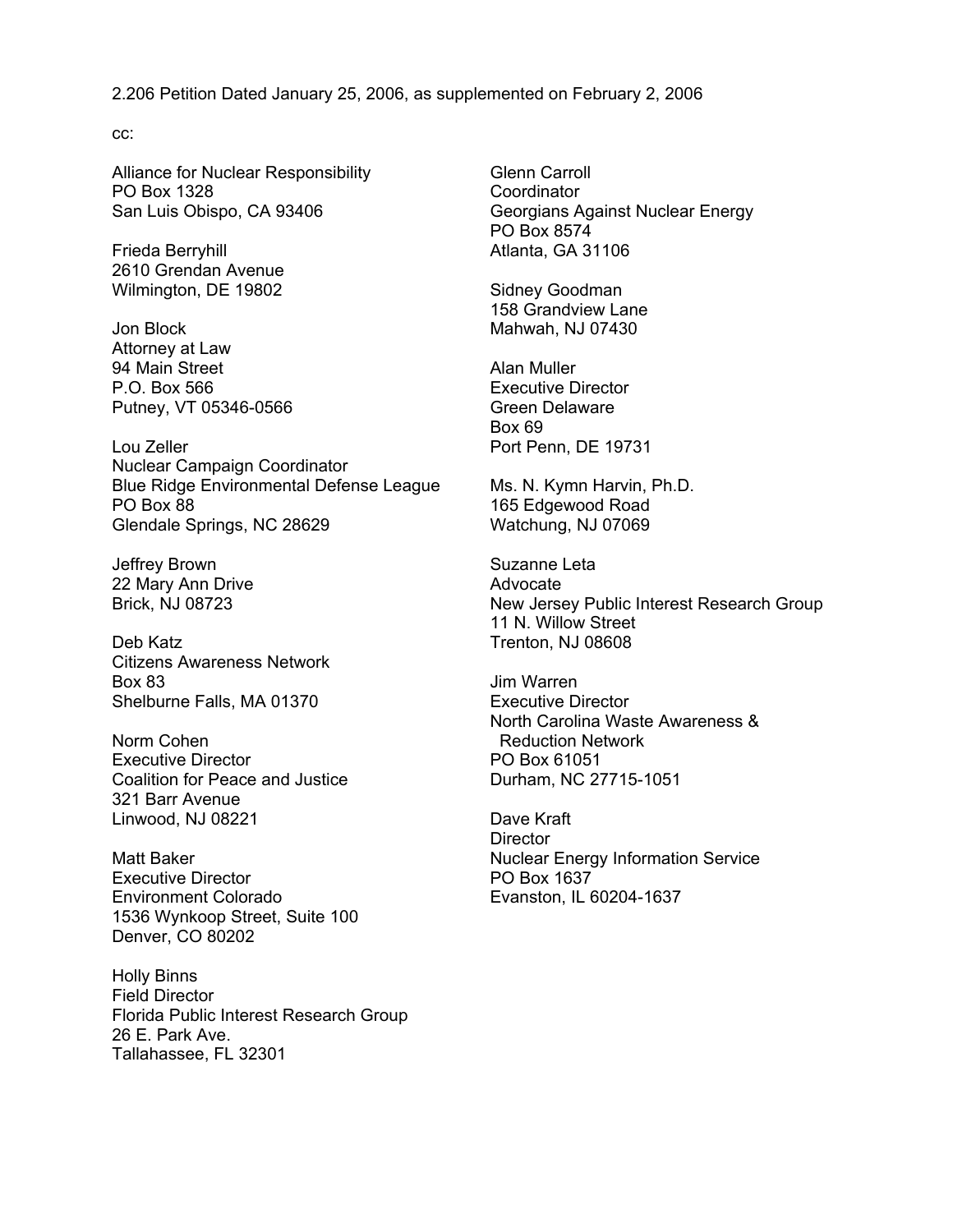2.206 Petition Dated January 25, 2006, as supplemented on February 2, 2006

cc:

Alliance for Nuclear Responsibility  
PO Box 1328  
San Luis Obispo, CA 93406

Frieda Berryhill  
2610 Grendan Avenue  
Wilmington, DE 19802

Jon Block  
Attorney at Law  
94 Main Street  
P.O. Box 566  
Putney, VT 05346-0566

Lou Zeller  
Nuclear Campaign Coordinator  
Blue Ridge Environmental Defense League  
PO Box 88  
Glendale Springs, NC 28629

Jeffrey Brown  
22 Mary Ann Drive  
Brick, NJ 08723

Deb Katz  
Citizens Awareness Network  
Box 83  
Shelburne Falls, MA 01370

Norm Cohen  
Executive Director  
Coalition for Peace and Justice  
321 Barr Avenue  
Linwood, NJ 08221

Matt Baker  
Executive Director  
Environment Colorado  
1536 Wynkoop Street, Suite 100  
Denver, CO 80202

Holly Binns  
Field Director  
Florida Public Interest Research Group  
26 E. Park Ave.  
Tallahassee, FL 32301

Glenn Carroll  
Coordinator  
Georgians Against Nuclear Energy  
PO Box 8574  
Atlanta, GA 31106

Sidney Goodman  
158 Grandview Lane  
Mahwah, NJ 07430

Alan Muller  
Executive Director  
Green Delaware  
Box 69  
Port Penn, DE 19731

Ms. N. Kymn Harvin, Ph.D.  
165 Edgewood Road  
Watchung, NJ 07069

Suzanne Leta  
Advocate  
New Jersey Public Interest Research Group  
11 N. Willow Street  
Trenton, NJ 08608

Jim Warren  
Executive Director  
North Carolina Waste Awareness & Reduction Network  
PO Box 61051  
Durham, NC 27715-1051

Dave Kraft  
Director  
Nuclear Energy Information Service  
PO Box 1637  
Evanston, IL 60204-1637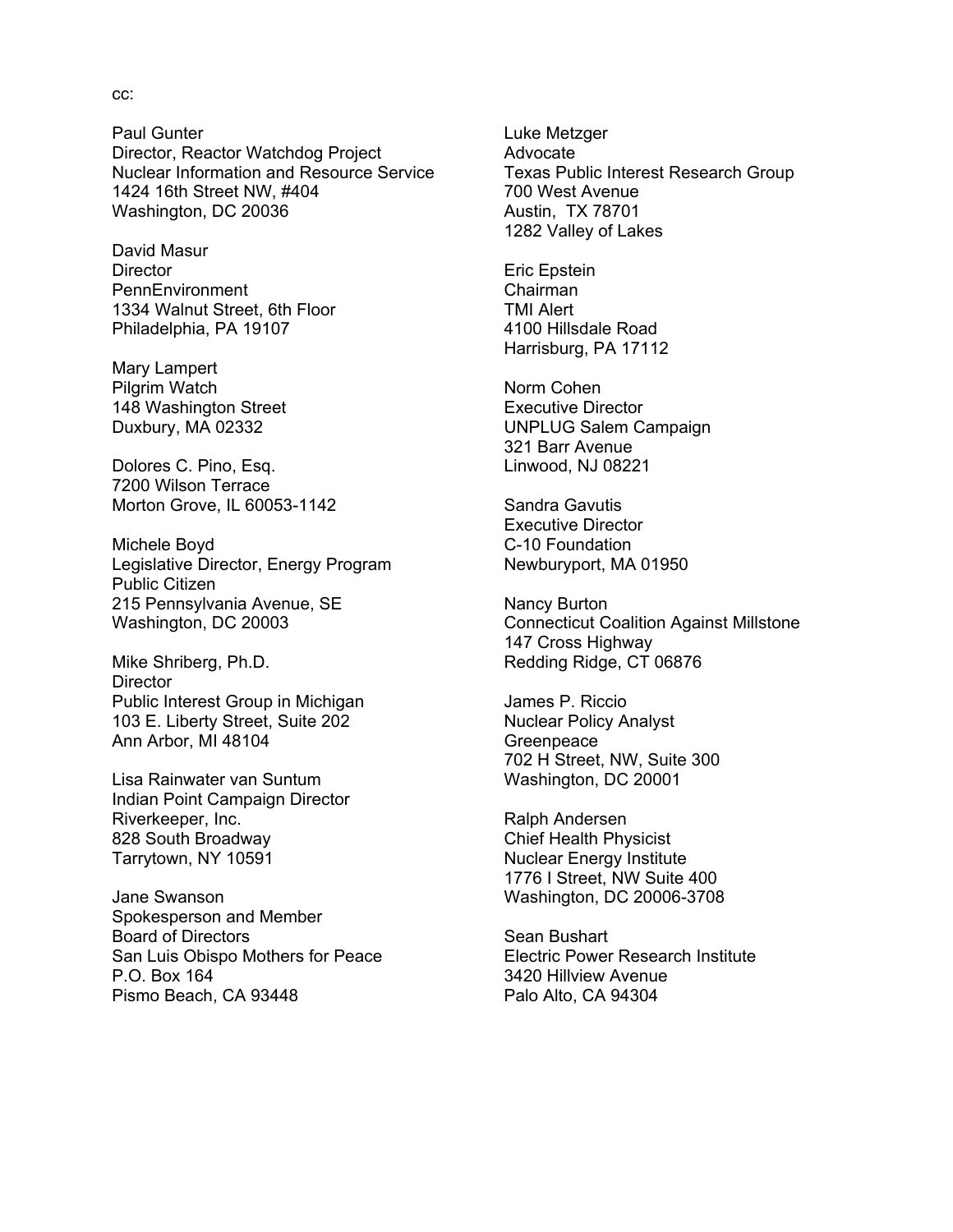cc:

Paul Gunter
Director, Reactor Watchdog Project
Nuclear Information and Resource Service
1424 16th Street NW, #404
Washington, DC 20036

David Masur
Director
PennEnvironment
1334 Walnut Street, 6th Floor
Philadelphia, PA 19107

Mary Lampert
Pilgrim Watch
148 Washington Street
Duxbury, MA 02332

Dolores C. Pino, Esq.
7200 Wilson Terrace
Morton Grove, IL 60053-1142

Michele Boyd
Legislative Director, Energy Program
Public Citizen
215 Pennsylvania Avenue, SE
Washington, DC 20003

Mike Shriberg, Ph.D.
Director
Public Interest Group in Michigan
103 E. Liberty Street, Suite 202
Ann Arbor, MI 48104

Lisa Rainwater van Suntum
Indian Point Campaign Director
Riverkeeper, Inc.
828 South Broadway
Tarrytown, NY 10591

Jane Swanson
Spokesperson and Member
Board of Directors
San Luis Obispo Mothers for Peace
P.O. Box 164
Pismo Beach, CA 93448

Luke Metzger
Advocate
Texas Public Interest Research Group
700 West Avenue
Austin, TX 78701
1282 Valley of Lakes

Eric Epstein
Chairman
TMI Alert
4100 Hillsdale Road
Harrisburg, PA 17112

Norm Cohen
Executive Director
UNPLUG Salem Campaign
321 Barr Avenue
Linwood, NJ 08221

Sandra Gavutis
Executive Director
C-10 Foundation
Newburyport, MA 01950

Nancy Burton
Connecticut Coalition Against Millstone
147 Cross Highway
Redding Ridge, CT 06876

James P. Riccio
Nuclear Policy Analyst
Greenpeace
702 H Street, NW, Suite 300
Washington, DC 20001

Ralph Andersen
Chief Health Physicist
Nuclear Energy Institute
1776 I Street, NW Suite 400
Washington, DC 20006-3708

Sean Bushart
Electric Power Research Institute
3420 Hillview Avenue
Palo Alto, CA 94304